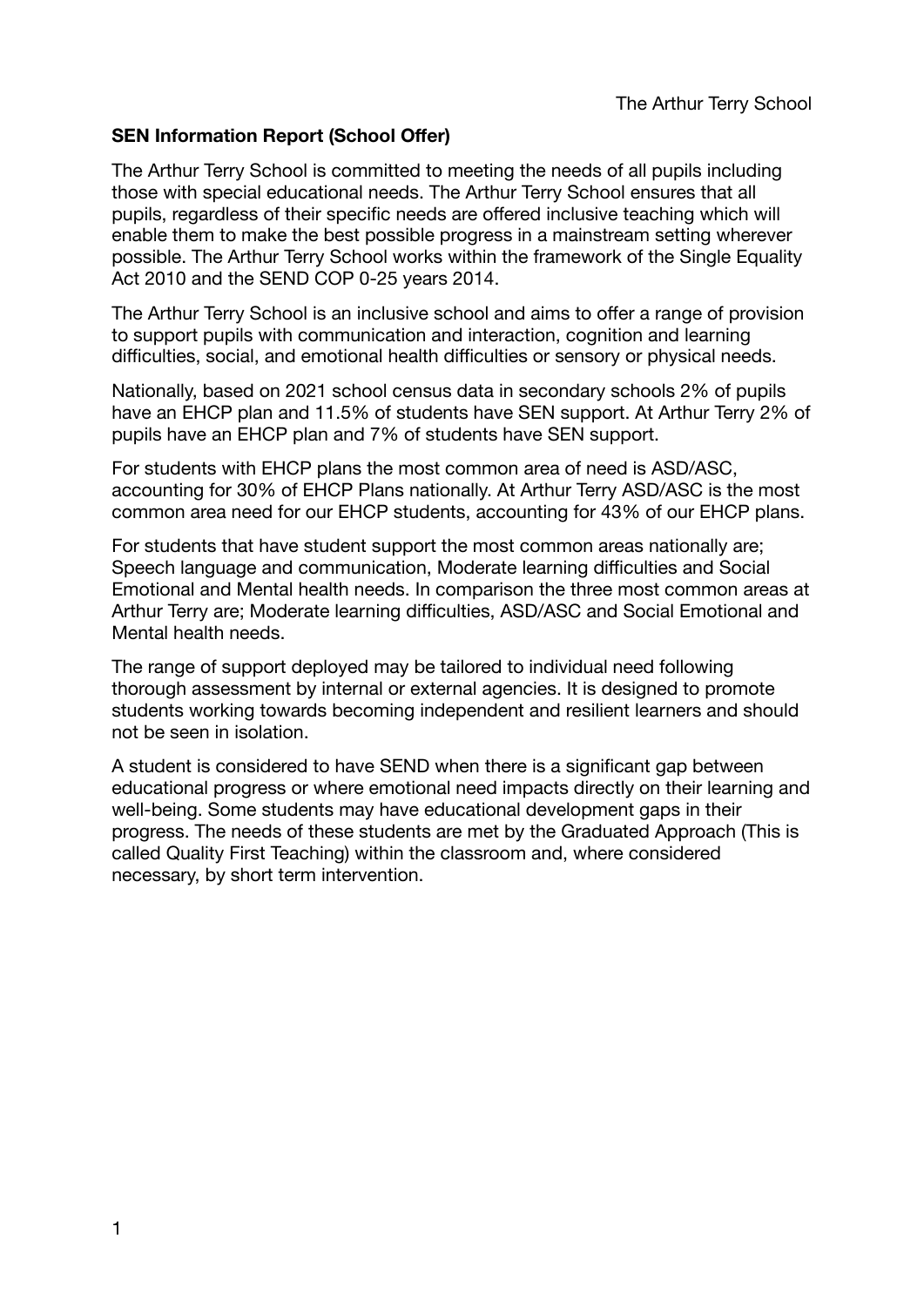**SEN Information Report (School Offer)**

The Arthur Terry School is committed to meeting the needs of all pupils including those with special educational needs. The Arthur Terry School ensures that all pupils, regardless of their specific needs are offered inclusive teaching which will enable them to make the best possible progress in a mainstream setting wherever possible. The Arthur Terry School works within the framework of the Single Equality Act 2010 and the SEND COP 0-25 years 2014.

The Arthur Terry School is an inclusive school and aims to offer a range of provision to support pupils with communication and interaction, cognition and learning difficulties, social, and emotional health difficulties or sensory or physical needs.

Nationally, based on 2021 school census data in secondary schools 2% of pupils have an EHCP plan and 11.5% of students have SEN support. At Arthur Terry 2% of pupils have an EHCP plan and 7% of students have SEN support.

For students with EHCP plans the most common area of need is ASD/ASC, accounting for 30% of EHCP Plans nationally. At Arthur Terry ASD/ASC is the most common area need for our EHCP students, accounting for 43% of our EHCP plans.

For students that have student support the most common areas nationally are; Speech language and communication, Moderate learning difficulties and Social Emotional and Mental health needs. In comparison the three most common areas at Arthur Terry are; Moderate learning difficulties, ASD/ASC and Social Emotional and Mental health needs.

The range of support deployed may be tailored to individual need following thorough assessment by internal or external agencies. It is designed to promote students working towards becoming independent and resilient learners and should not be seen in isolation.

A student is considered to have SEND when there is a significant gap between educational progress or where emotional need impacts directly on their learning and well-being. Some students may have educational development gaps in their progress. The needs of these students are met by the Graduated Approach (This is called Quality First Teaching) within the classroom and, where considered necessary, by short term intervention.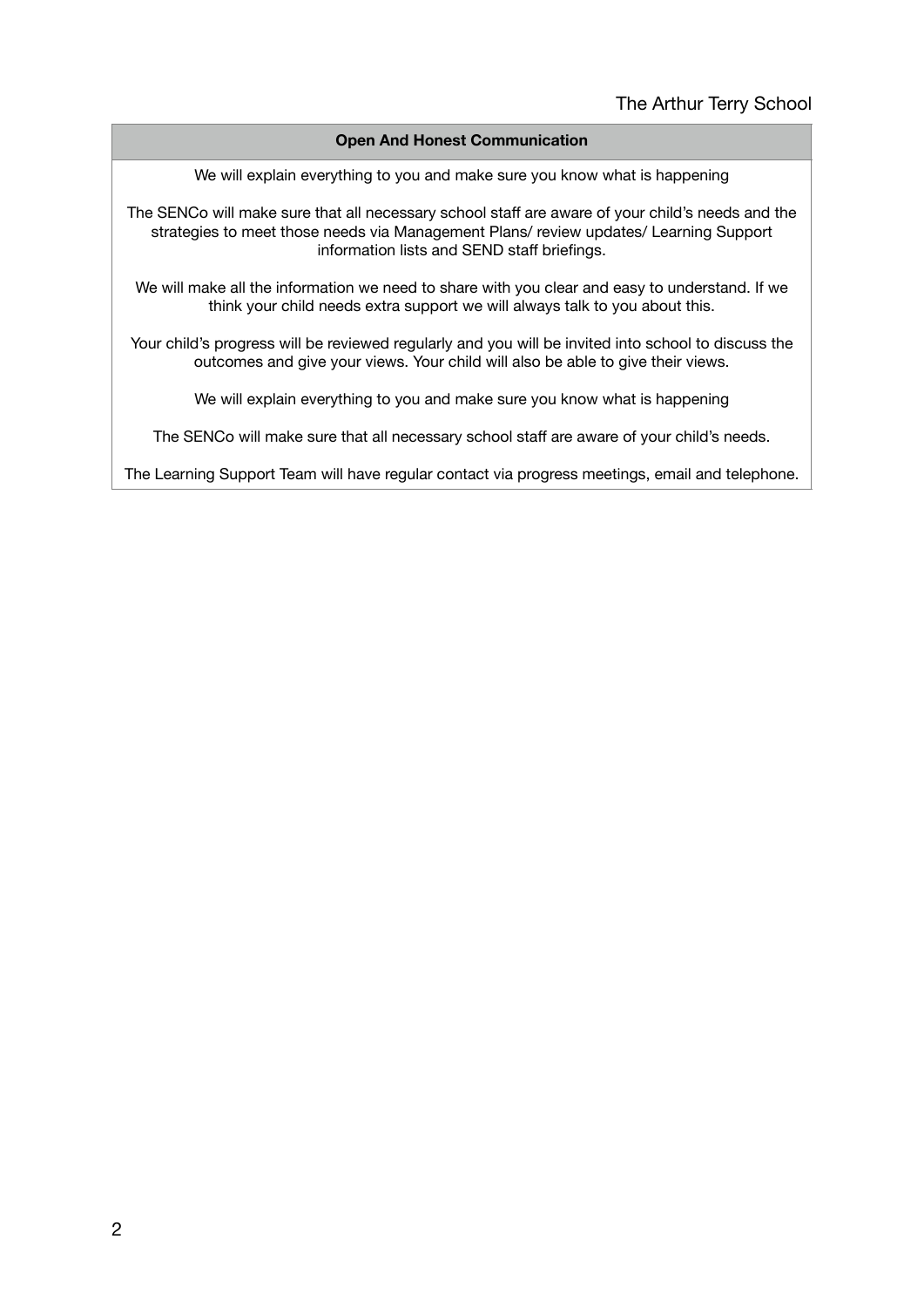| Open And Honest Communication |
| --- |
| We will explain everything to you and make sure you know what is happening |
| The SENCo will make sure that all necessary school staff are aware of your child's needs and the strategies to meet those needs via Management Plans/ review updates/ Learning Support information lists and SEND staff briefings. |
| We will make all the information we need to share with you clear and easy to understand. If we think your child needs extra support we will always talk to you about this. |
| Your child's progress will be reviewed regularly and you will be invited into school to discuss the outcomes and give your views. Your child will also be able to give their views. |
| We will explain everything to you and make sure you know what is happening |
| The SENCo will make sure that all necessary school staff are aware of your child's needs. |
| The Learning Support Team will have regular contact via progress meetings, email and telephone. |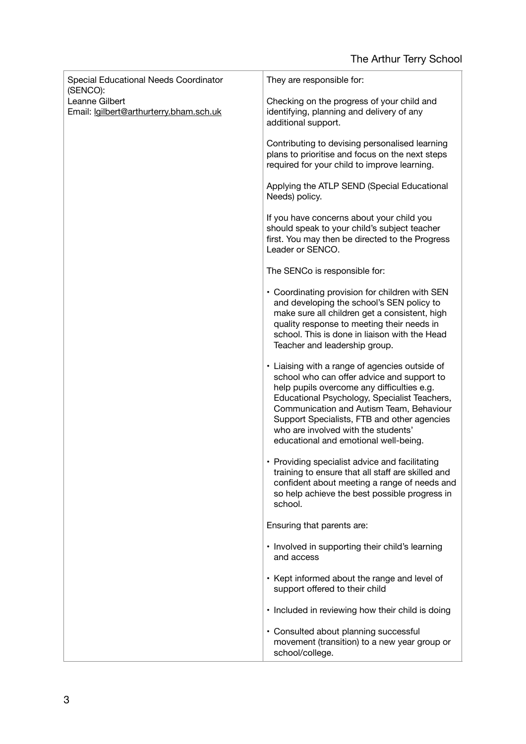| Special Educational Needs Coordinator (SENCO):<br>Leanne Gilbert<br>Email: lgilbert@arthurterry.bham.sch.uk | They are responsible for:<br><br>Checking on the progress of your child and identifying, planning and delivery of any additional support.<br><br>Contributing to devising personalised learning plans to prioritise and focus on the next steps required for your child to improve learning.<br><br>Applying the ATLP SEND (Special Educational Needs) policy.<br><br>If you have concerns about your child you should speak to your child's subject teacher first. You may then be directed to the Progress Leader or SENCO.<br><br>The SENCo is responsible for:<br><br>• Coordinating provision for children with SEN and developing the school's SEN policy to make sure all children get a consistent, high quality response to meeting their needs in school. This is done in liaison with the Head Teacher and leadership group.<br><br>• Liaising with a range of agencies outside of school who can offer advice and support to help pupils overcome any difficulties e.g. Educational Psychology, Specialist Teachers, Communication and Autism Team, Behaviour Support Specialists, FTB and other agencies who are involved with the students' educational and emotional well-being.<br><br>• Providing specialist advice and facilitating training to ensure that all staff are skilled and confident about meeting a range of needs and so help achieve the best possible progress in school.<br><br>Ensuring that parents are:<br><br>• Involved in supporting their child's learning and access<br><br>• Kept informed about the range and level of support offered to their child<br><br>• Included in reviewing how their child is doing<br><br>• Consulted about planning successful movement (transition) to a new year group or school/college. |
|---|---|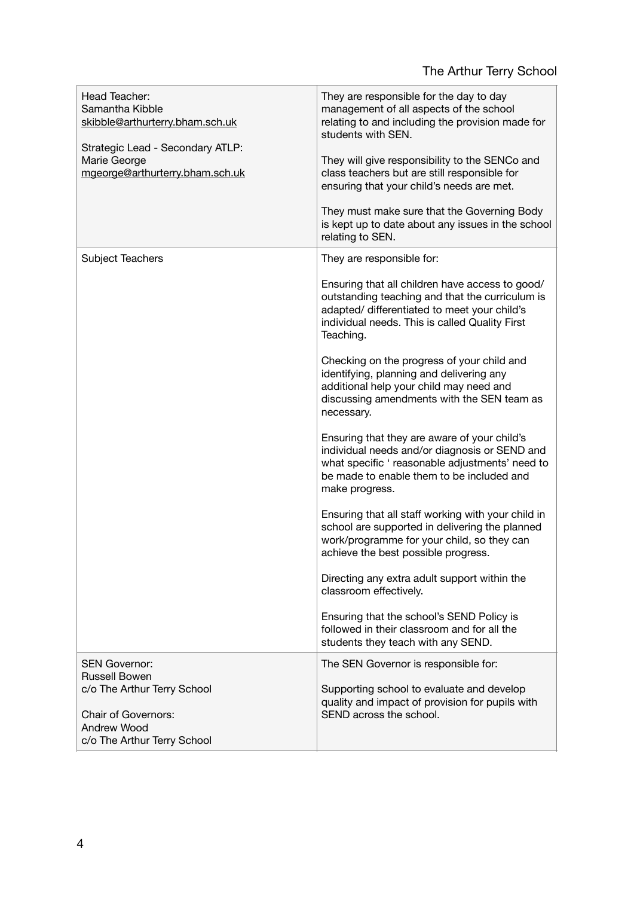| | |
|---|---|
| Head Teacher:<br>Samantha Kibble<br>skibble@arthurterry.bham.sch.uk<br><br>Strategic Lead - Secondary ATLP:<br>Marie George<br>mgeorge@arthurterry.bham.sch.uk | They are responsible for the day to day management of all aspects of the school relating to and including the provision made for students with SEN.<br><br>They will give responsibility to the SENCo and class teachers but are still responsible for ensuring that your child's needs are met.<br><br>They must make sure that the Governing Body is kept up to date about any issues in the school relating to SEN. |
| Subject Teachers | They are responsible for:<br><br>Ensuring that all children have access to good/ outstanding teaching and that the curriculum is adapted/ differentiated to meet your child's individual needs. This is called Quality First Teaching.<br><br>Checking on the progress of your child and identifying, planning and delivering any additional help your child may need and discussing amendments with the SEN team as necessary.<br><br>Ensuring that they are aware of your child's individual needs and/or diagnosis or SEND and what specific ' reasonable adjustments' need to be made to enable them to be included and make progress.<br><br>Ensuring that all staff working with your child in school are supported in delivering the planned work/programme for your child, so they can achieve the best possible progress.<br><br>Directing any extra adult support within the classroom effectively.<br><br>Ensuring that the school's SEND Policy is followed in their classroom and for all the students they teach with any SEND. |
| SEN Governor:<br>Russell Bowen<br>c/o The Arthur Terry School<br><br>Chair of Governors:<br>Andrew Wood<br>c/o The Arthur Terry School | The SEN Governor is responsible for:<br><br>Supporting school to evaluate and develop quality and impact of provision for pupils with SEND across the school. |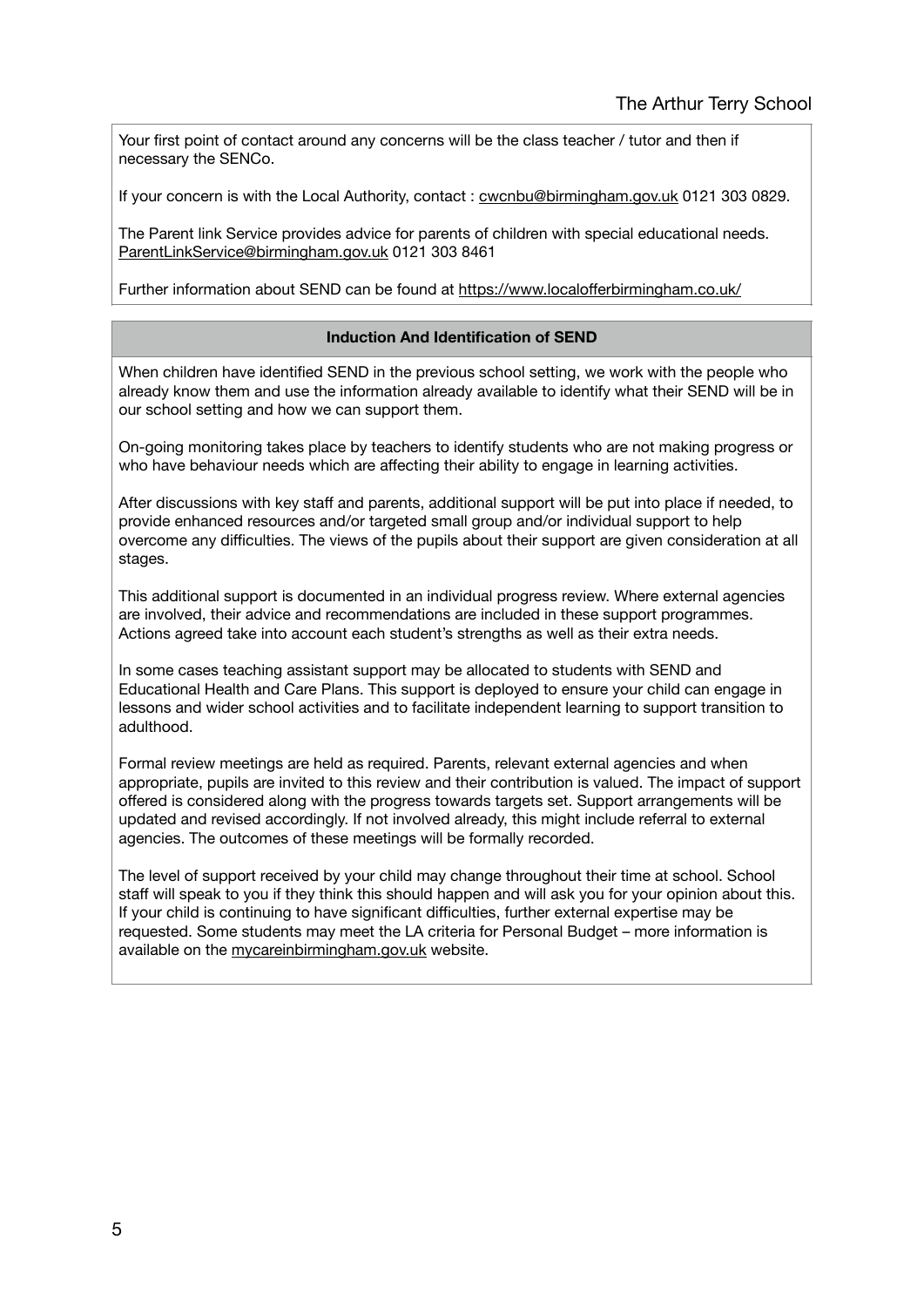Your first point of contact around any concerns will be the class teacher / tutor and then if necessary the SENCo.

If your concern is with the Local Authority, contact : cwcnbu@birmingham.gov.uk 0121 303 0829.

The Parent link Service provides advice for parents of children with special educational needs. ParentLinkService@birmingham.gov.uk 0121 303 8461

Further information about SEND can be found at https://www.localofferbirmingham.co.uk/

## Induction And Identification of SEND

When children have identified SEND in the previous school setting, we work with the people who already know them and use the information already available to identify what their SEND will be in our school setting and how we can support them.

On-going monitoring takes place by teachers to identify students who are not making progress or who have behaviour needs which are affecting their ability to engage in learning activities.

After discussions with key staff and parents, additional support will be put into place if needed, to provide enhanced resources and/or targeted small group and/or individual support to help overcome any difficulties. The views of the pupils about their support are given consideration at all stages.

This additional support is documented in an individual progress review. Where external agencies are involved, their advice and recommendations are included in these support programmes. Actions agreed take into account each student's strengths as well as their extra needs.

In some cases teaching assistant support may be allocated to students with SEND and Educational Health and Care Plans. This support is deployed to ensure your child can engage in lessons and wider school activities and to facilitate independent learning to support transition to adulthood.

Formal review meetings are held as required. Parents, relevant external agencies and when appropriate, pupils are invited to this review and their contribution is valued. The impact of support offered is considered along with the progress towards targets set. Support arrangements will be updated and revised accordingly. If not involved already, this might include referral to external agencies. The outcomes of these meetings will be formally recorded.

The level of support received by your child may change throughout their time at school. School staff will speak to you if they think this should happen and will ask you for your opinion about this. If your child is continuing to have significant difficulties, further external expertise may be requested. Some students may meet the LA criteria for Personal Budget – more information is available on the mycareinbirmingham.gov.uk website.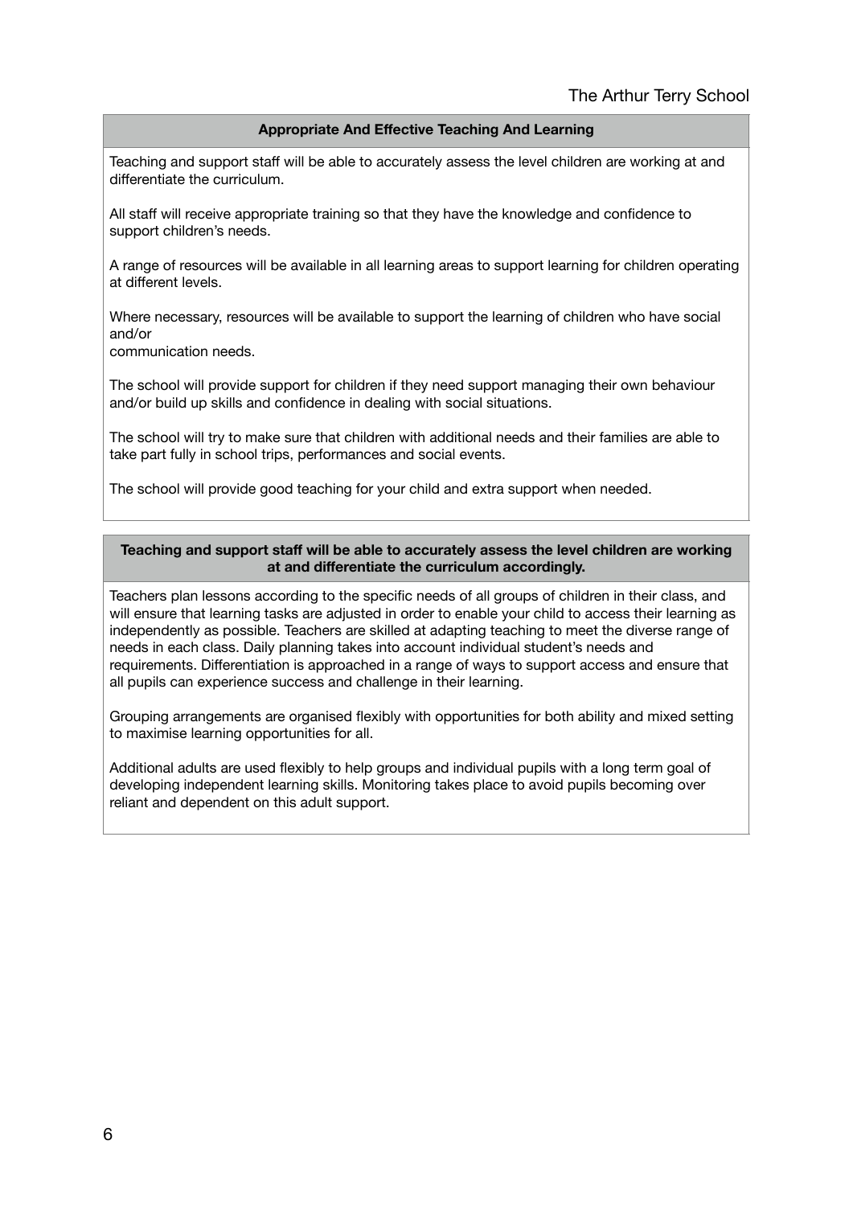### Appropriate And Effective Teaching And Learning

Teaching and support staff will be able to accurately assess the level children are working at and differentiate the curriculum.

All staff will receive appropriate training so that they have the knowledge and confidence to support children's needs.

A range of resources will be available in all learning areas to support learning for children operating at different levels.

Where necessary, resources will be available to support the learning of children who have social and/or communication needs.

The school will provide support for children if they need support managing their own behaviour and/or build up skills and confidence in dealing with social situations.

The school will try to make sure that children with additional needs and their families are able to take part fully in school trips, performances and social events.

The school will provide good teaching for your child and extra support when needed.

### Teaching and support staff will be able to accurately assess the level children are working at and differentiate the curriculum accordingly.

Teachers plan lessons according to the specific needs of all groups of children in their class, and will ensure that learning tasks are adjusted in order to enable your child to access their learning as independently as possible. Teachers are skilled at adapting teaching to meet the diverse range of needs in each class. Daily planning takes into account individual student's needs and requirements. Differentiation is approached in a range of ways to support access and ensure that all pupils can experience success and challenge in their learning.

Grouping arrangements are organised flexibly with opportunities for both ability and mixed setting to maximise learning opportunities for all.

Additional adults are used flexibly to help groups and individual pupils with a long term goal of developing independent learning skills. Monitoring takes place to avoid pupils becoming over reliant and dependent on this adult support.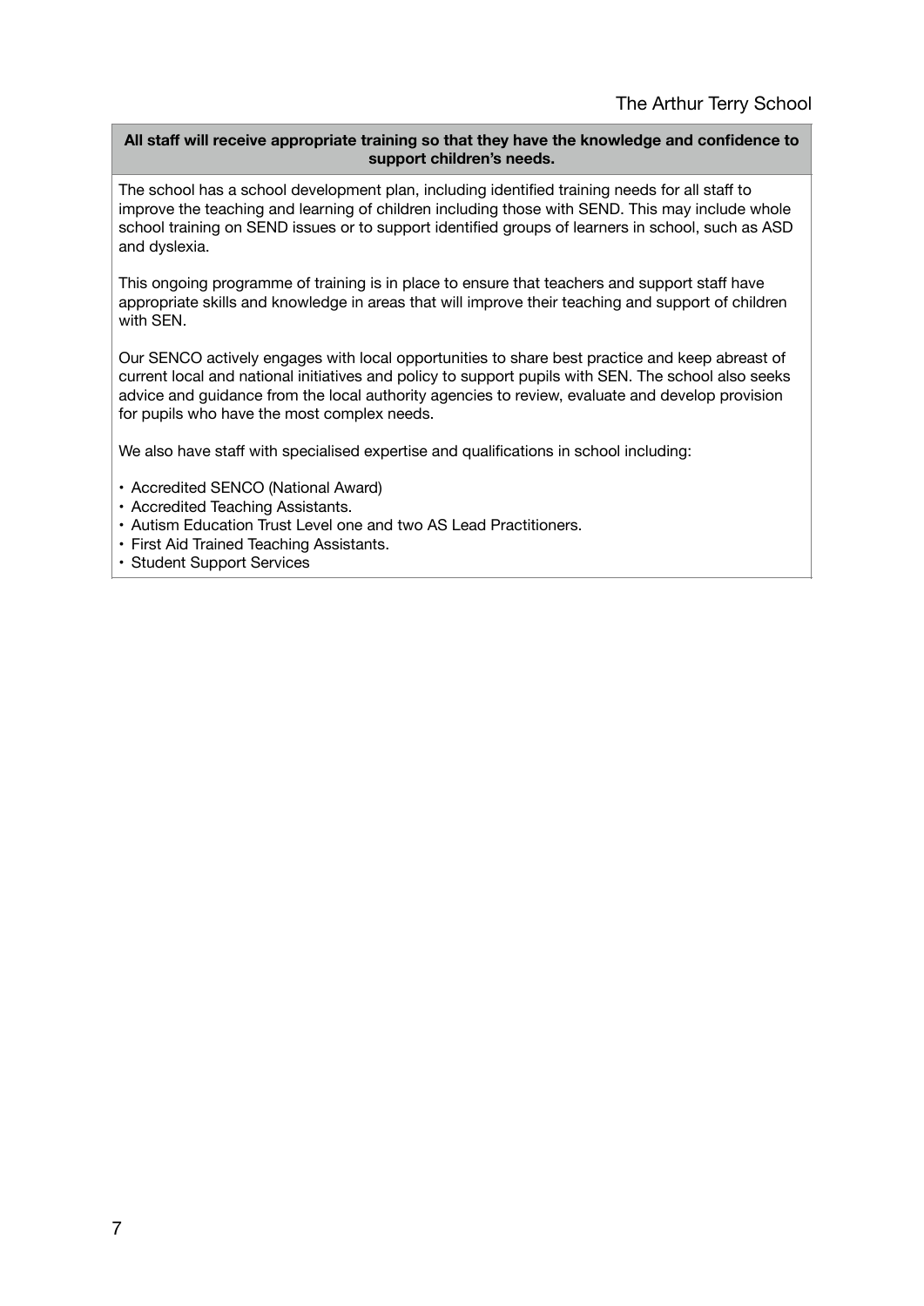**All staff will receive appropriate training so that they have the knowledge and confidence to support children's needs.**

The school has a school development plan, including identified training needs for all staff to improve the teaching and learning of children including those with SEND. This may include whole school training on SEND issues or to support identified groups of learners in school, such as ASD and dyslexia.

This ongoing programme of training is in place to ensure that teachers and support staff have appropriate skills and knowledge in areas that will improve their teaching and support of children with SEN.

Our SENCO actively engages with local opportunities to share best practice and keep abreast of current local and national initiatives and policy to support pupils with SEN. The school also seeks advice and guidance from the local authority agencies to review, evaluate and develop provision for pupils who have the most complex needs.

We also have staff with specialised expertise and qualifications in school including:

- Accredited SENCO (National Award)
- Accredited Teaching Assistants.
- Autism Education Trust Level one and two AS Lead Practitioners.
- First Aid Trained Teaching Assistants.
- Student Support Services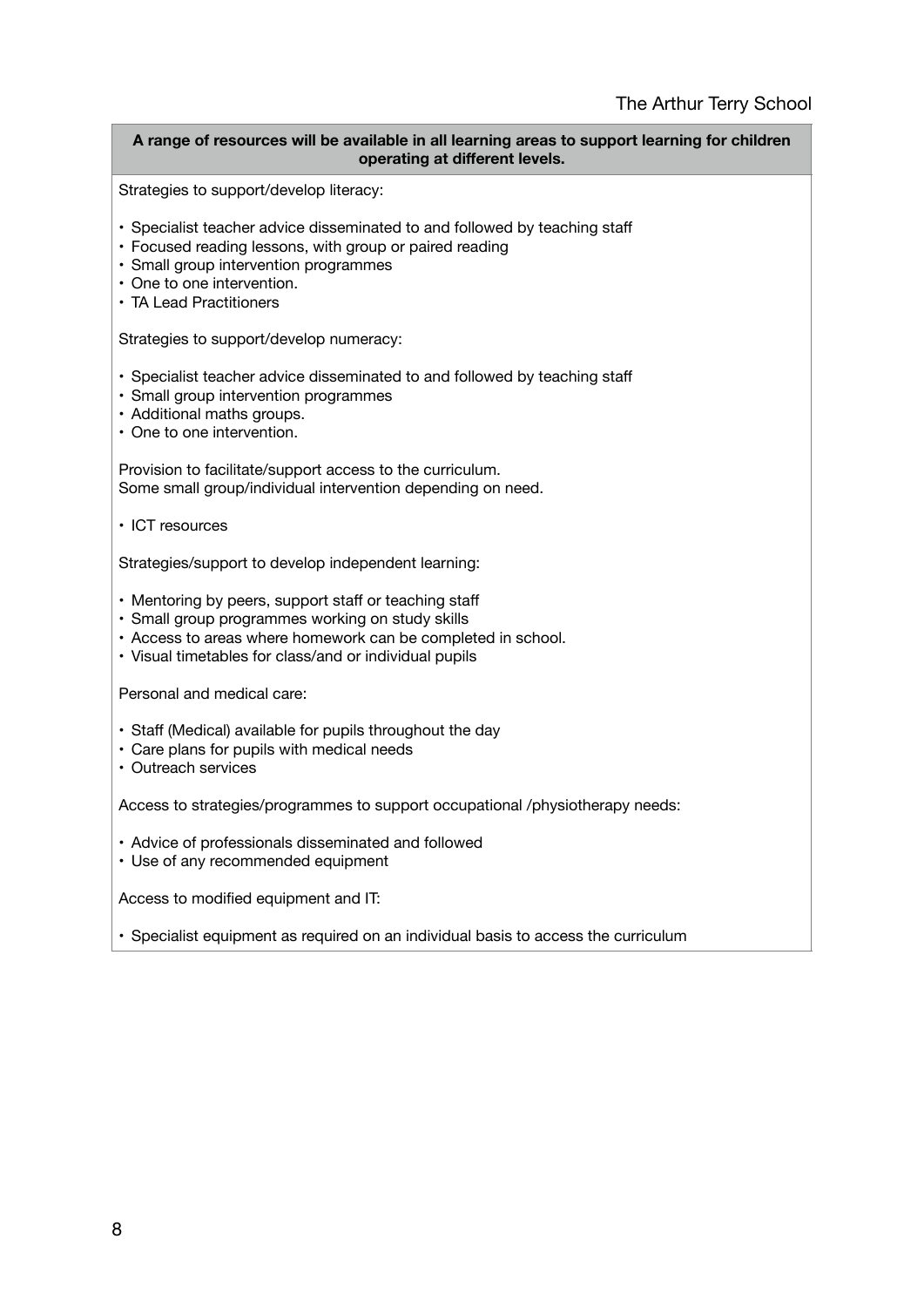**A range of resources will be available in all learning areas to support learning for children operating at different levels.**

Strategies to support/develop literacy:

- Specialist teacher advice disseminated to and followed by teaching staff
- Focused reading lessons, with group or paired reading
- Small group intervention programmes
- One to one intervention.
- TA Lead Practitioners

Strategies to support/develop numeracy:

- Specialist teacher advice disseminated to and followed by teaching staff
- Small group intervention programmes
- Additional maths groups.
- One to one intervention.

Provision to facilitate/support access to the curriculum.
Some small group/individual intervention depending on need.

- ICT resources

Strategies/support to develop independent learning:

- Mentoring by peers, support staff or teaching staff
- Small group programmes working on study skills
- Access to areas where homework can be completed in school.
- Visual timetables for class/and or individual pupils

Personal and medical care:

- Staff (Medical) available for pupils throughout the day
- Care plans for pupils with medical needs
- Outreach services

Access to strategies/programmes to support occupational /physiotherapy needs:

- Advice of professionals disseminated and followed
- Use of any recommended equipment

Access to modified equipment and IT:

- Specialist equipment as required on an individual basis to access the curriculum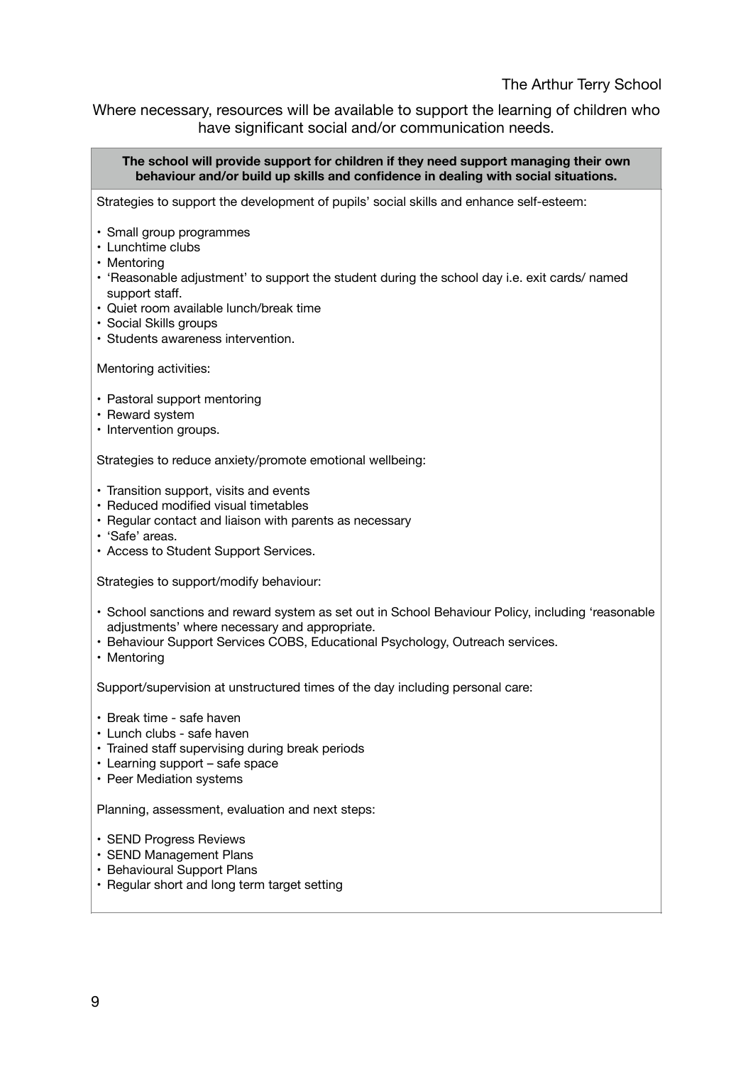Where necessary, resources will be available to support the learning of children who have significant social and/or communication needs.

| **The school will provide support for children if they need support managing their own behaviour and/or build up skills and confidence in dealing with social situations.** |
| --- |
| Strategies to support the development of pupils' social skills and enhance self-esteem:<br><br>• Small group programmes<br>• Lunchtime clubs<br>• Mentoring<br>• 'Reasonable adjustment' to support the student during the school day i.e. exit cards/ named support staff.<br>• Quiet room available lunch/break time<br>• Social Skills groups<br>• Students awareness intervention.<br><br>Mentoring activities:<br><br>• Pastoral support mentoring<br>• Reward system<br>• Intervention groups.<br><br>Strategies to reduce anxiety/promote emotional wellbeing:<br><br>• Transition support, visits and events<br>• Reduced modified visual timetables<br>• Regular contact and liaison with parents as necessary<br>• 'Safe' areas.<br>• Access to Student Support Services.<br><br>Strategies to support/modify behaviour:<br><br>• School sanctions and reward system as set out in School Behaviour Policy, including 'reasonable adjustments' where necessary and appropriate.<br>• Behaviour Support Services COBS, Educational Psychology, Outreach services.<br>• Mentoring<br><br>Support/supervision at unstructured times of the day including personal care:<br><br>• Break time - safe haven<br>• Lunch clubs - safe haven<br>• Trained staff supervising during break periods<br>• Learning support – safe space<br>• Peer Mediation systems<br><br>Planning, assessment, evaluation and next steps:<br><br>• SEND Progress Reviews<br>• SEND Management Plans<br>• Behavioural Support Plans<br>• Regular short and long term target setting |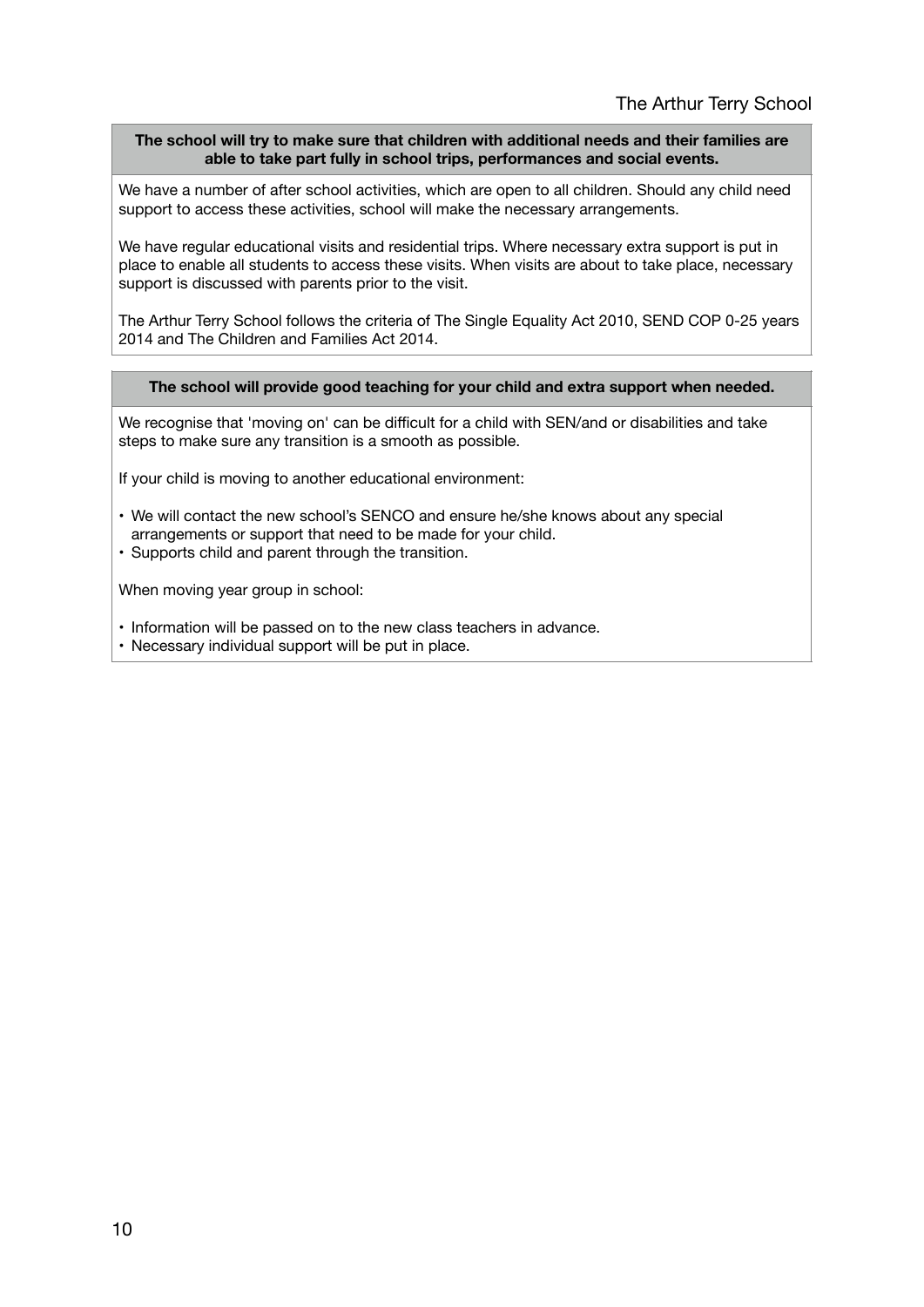**The school will try to make sure that children with additional needs and their families are able to take part fully in school trips, performances and social events.**

We have a number of after school activities, which are open to all children. Should any child need support to access these activities, school will make the necessary arrangements.

We have regular educational visits and residential trips. Where necessary extra support is put in place to enable all students to access these visits. When visits are about to take place, necessary support is discussed with parents prior to the visit.

The Arthur Terry School follows the criteria of The Single Equality Act 2010, SEND COP 0-25 years 2014 and The Children and Families Act 2014.

**The school will provide good teaching for your child and extra support when needed.**

We recognise that 'moving on' can be difficult for a child with SEN/and or disabilities and take steps to make sure any transition is a smooth as possible.

If your child is moving to another educational environment:

- We will contact the new school's SENCO and ensure he/she knows about any special arrangements or support that need to be made for your child.
- Supports child and parent through the transition.

When moving year group in school:

- Information will be passed on to the new class teachers in advance.
- Necessary individual support will be put in place.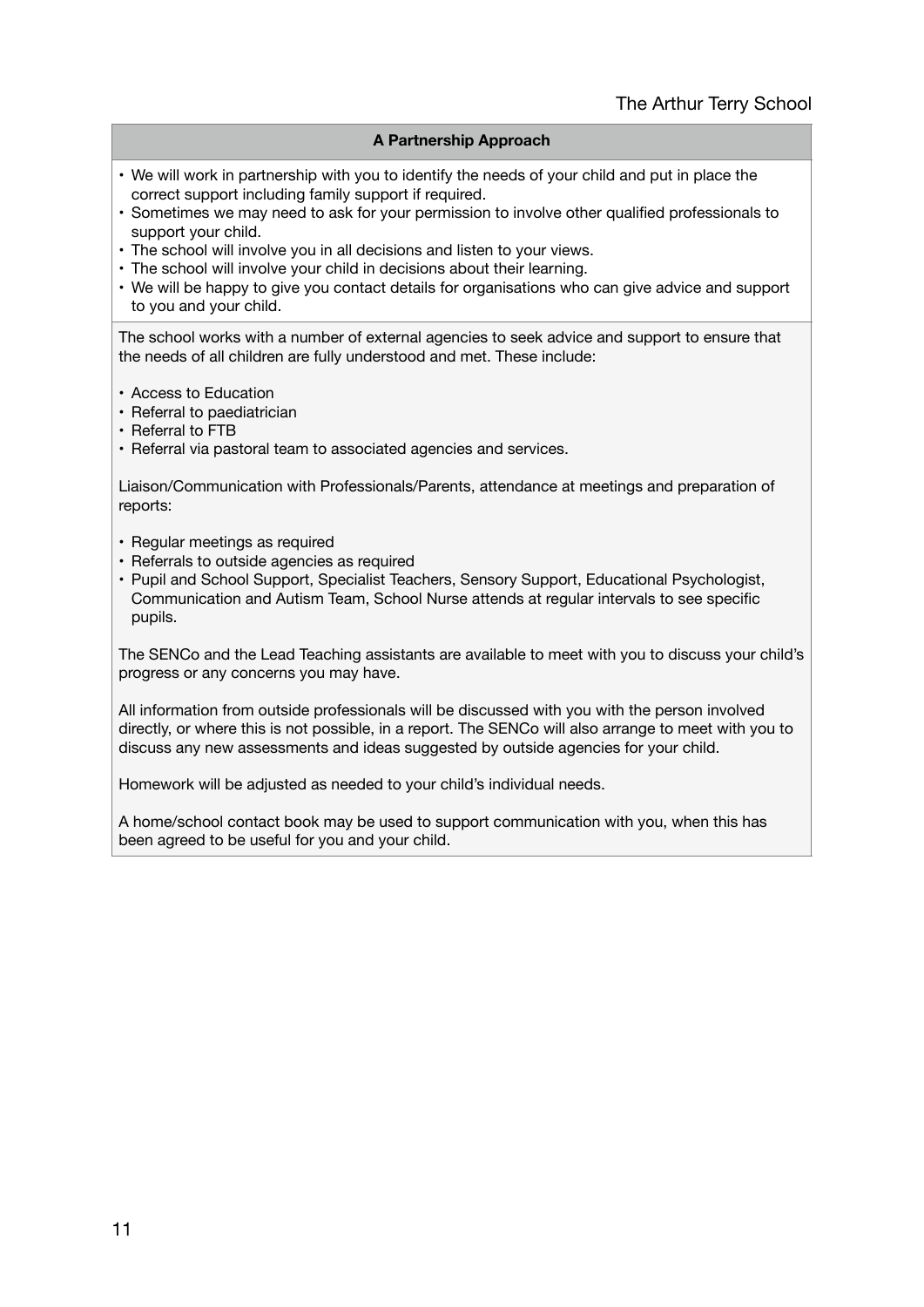## A Partnership Approach

- We will work in partnership with you to identify the needs of your child and put in place the correct support including family support if required.
- Sometimes we may need to ask for your permission to involve other qualified professionals to support your child.
- The school will involve you in all decisions and listen to your views.
- The school will involve your child in decisions about their learning.
- We will be happy to give you contact details for organisations who can give advice and support to you and your child.

The school works with a number of external agencies to seek advice and support to ensure that the needs of all children are fully understood and met. These include:

- Access to Education
- Referral to paediatrician
- Referral to FTB
- Referral via pastoral team to associated agencies and services.

Liaison/Communication with Professionals/Parents, attendance at meetings and preparation of reports:

- Regular meetings as required
- Referrals to outside agencies as required
- Pupil and School Support, Specialist Teachers, Sensory Support, Educational Psychologist, Communication and Autism Team, School Nurse attends at regular intervals to see specific pupils.

The SENCo and the Lead Teaching assistants are available to meet with you to discuss your child's progress or any concerns you may have.

All information from outside professionals will be discussed with you with the person involved directly, or where this is not possible, in a report. The SENCo will also arrange to meet with you to discuss any new assessments and ideas suggested by outside agencies for your child.

Homework will be adjusted as needed to your child's individual needs.

A home/school contact book may be used to support communication with you, when this has been agreed to be useful for you and your child.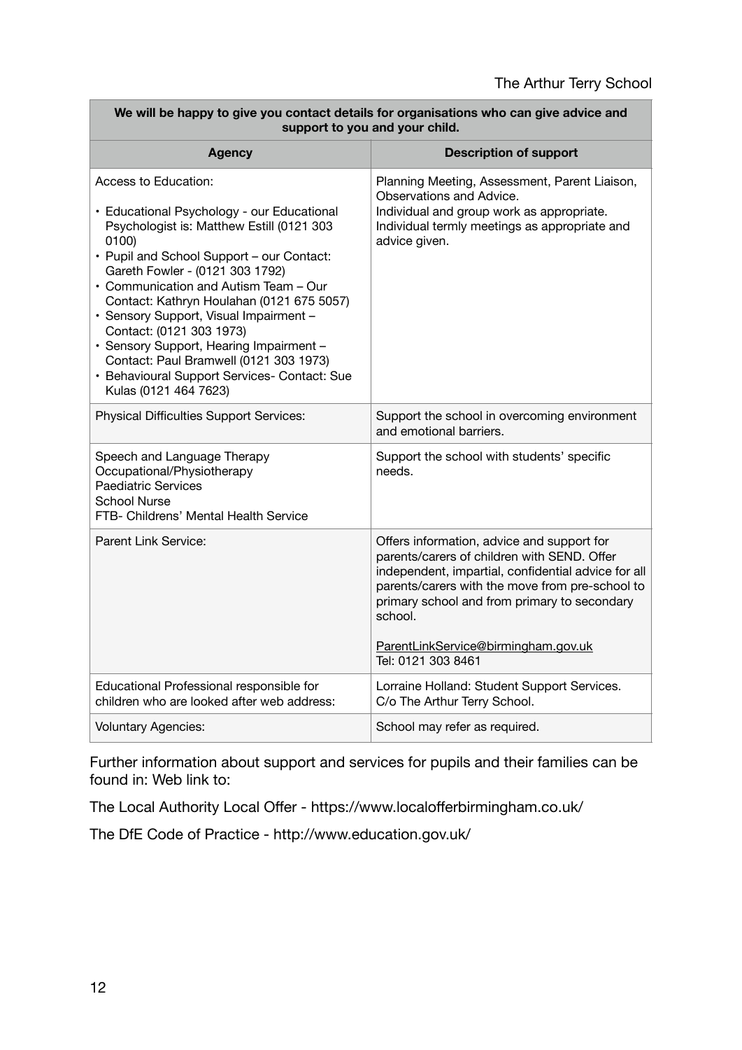| We will be happy to give you contact details for organisations who can give advice and support to you and your child. | |
|---|---|
| **Agency** | **Description of support** |
| Access to Education:<br><br>• Educational Psychology - our Educational Psychologist is: Matthew Estill (0121 303 0100)<br>• Pupil and School Support – our Contact: Gareth Fowler - (0121 303 1792)<br>• Communication and Autism Team – Our Contact: Kathryn Houlahan (0121 675 5057)<br>• Sensory Support, Visual Impairment – Contact: (0121 303 1973)<br>• Sensory Support, Hearing Impairment – Contact: Paul Bramwell (0121 303 1973)<br>• Behavioural Support Services- Contact: Sue Kulas (0121 464 7623) | Planning Meeting, Assessment, Parent Liaison, Observations and Advice.<br>Individual and group work as appropriate.<br>Individual termly meetings as appropriate and advice given. |
| Physical Difficulties Support Services: | Support the school in overcoming environment and emotional barriers. |
| Speech and Language Therapy<br>Occupational/Physiotherapy<br>Paediatric Services<br>School Nurse<br>FTB- Childrens' Mental Health Service | Support the school with students' specific needs. |
| Parent Link Service: | Offers information, advice and support for parents/carers of children with SEND. Offer independent, impartial, confidential advice for all parents/carers with the move from pre-school to primary school and from primary to secondary school.<br><br>ParentLinkService@birmingham.gov.uk<br>Tel: 0121 303 8461 |
| Educational Professional responsible for children who are looked after web address: | Lorraine Holland: Student Support Services. C/o The Arthur Terry School. |
| Voluntary Agencies: | School may refer as required. |

Further information about support and services for pupils and their families can be found in: Web link to:

The Local Authority Local Offer - https://www.localofferbirmingham.co.uk/

The DfE Code of Practice - http://www.education.gov.uk/